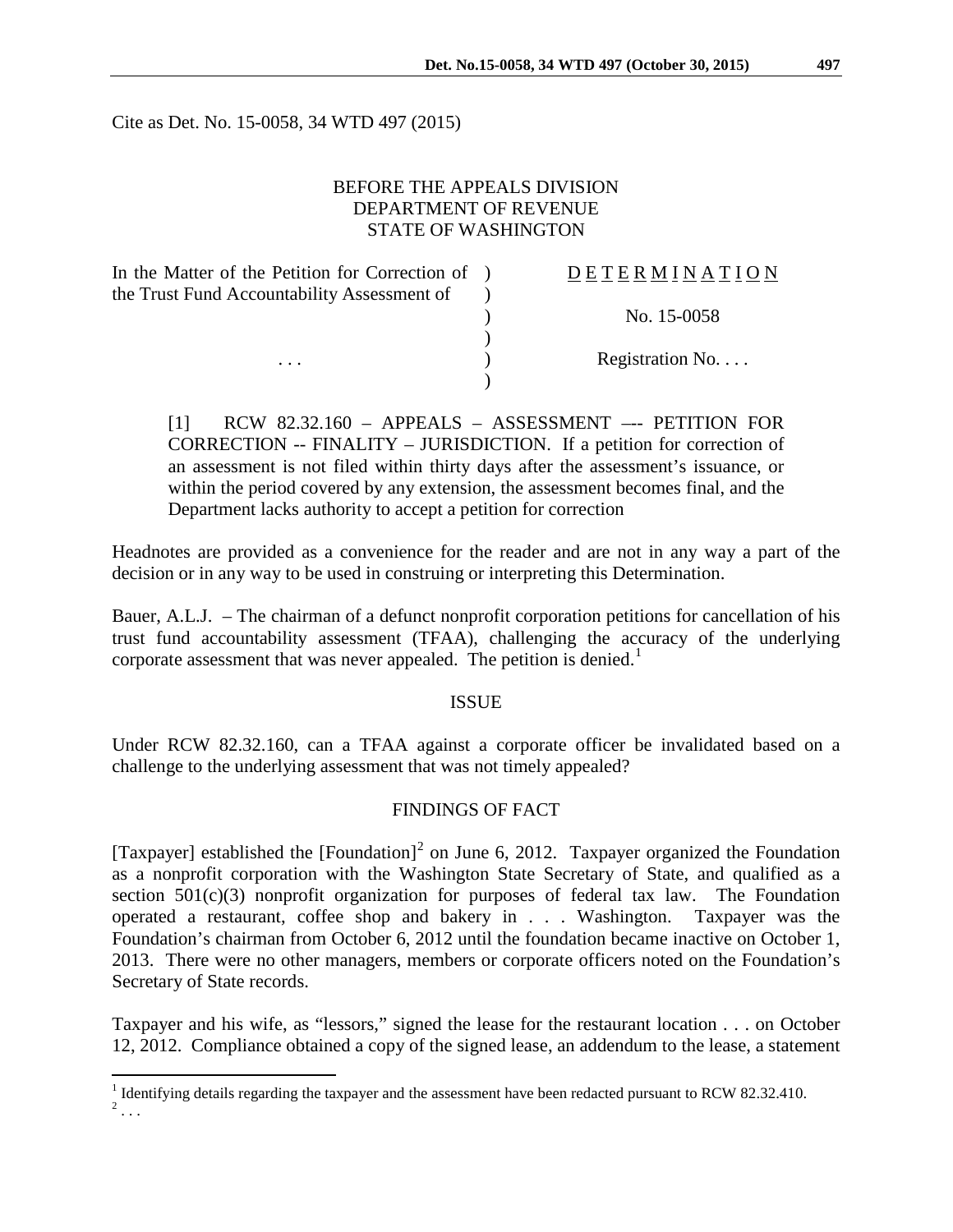Cite as Det. No. 15-0058, 34 WTD 497 (2015)

BEFORE THE APPEALS DIVISION
DEPARTMENT OF REVENUE
STATE OF WASHINGTON

| | |
|---|---|
| In the Matter of the Petition for Correction of the Trust Fund Accountability Assessment of | D E T E R M I N A T I O N |
| | No. 15-0058 |
| . . . | Registration No. . . . |

[1] RCW 82.32.160 – APPEALS – ASSESSMENT –-- PETITION FOR CORRECTION -- FINALITY – JURISDICTION. If a petition for correction of an assessment is not filed within thirty days after the assessment's issuance, or within the period covered by any extension, the assessment becomes final, and the Department lacks authority to accept a petition for correction

Headnotes are provided as a convenience for the reader and are not in any way a part of the decision or in any way to be used in construing or interpreting this Determination.

Bauer, A.L.J. – The chairman of a defunct nonprofit corporation petitions for cancellation of his trust fund accountability assessment (TFAA), challenging the accuracy of the underlying corporate assessment that was never appealed. The petition is denied.[1]

## ISSUE

Under RCW 82.32.160, can a TFAA against a corporate officer be invalidated based on a challenge to the underlying assessment that was not timely appealed?

## FINDINGS OF FACT

[Taxpayer] established the [Foundation][2] on June 6, 2012. Taxpayer organized the Foundation as a nonprofit corporation with the Washington State Secretary of State, and qualified as a section 501(c)(3) nonprofit organization for purposes of federal tax law. The Foundation operated a restaurant, coffee shop and bakery in . . . Washington. Taxpayer was the Foundation's chairman from October 6, 2012 until the foundation became inactive on October 1, 2013. There were no other managers, members or corporate officers noted on the Foundation's Secretary of State records.

Taxpayer and his wife, as "lessors," signed the lease for the restaurant location . . . on October 12, 2012. Compliance obtained a copy of the signed lease, an addendum to the lease, a statement

---

[1] Identifying details regarding the taxpayer and the assessment have been redacted pursuant to RCW 82.32.410.

[2] . . .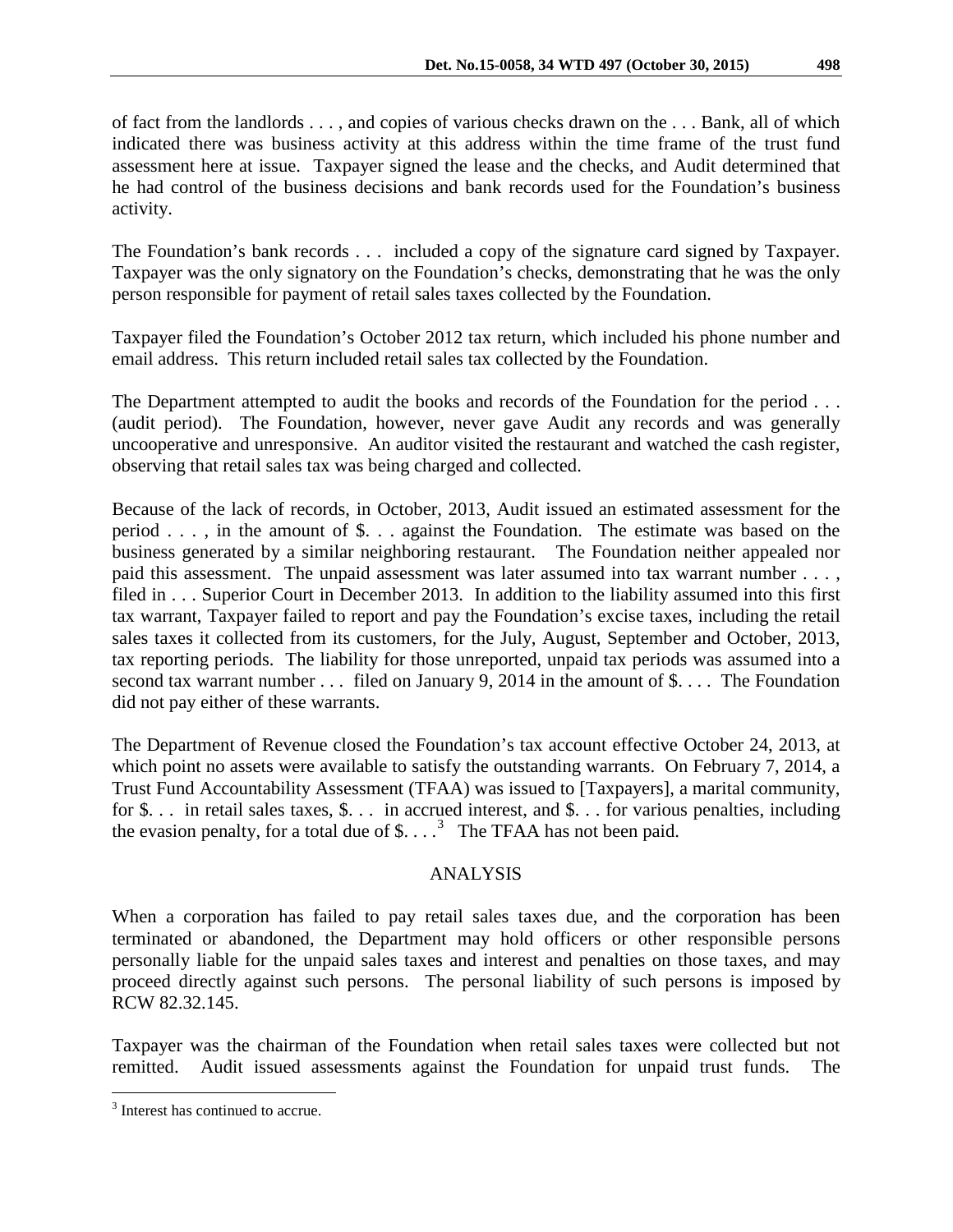of fact from the landlords . . . , and copies of various checks drawn on the . . . Bank, all of which indicated there was business activity at this address within the time frame of the trust fund assessment here at issue. Taxpayer signed the lease and the checks, and Audit determined that he had control of the business decisions and bank records used for the Foundation's business activity.

The Foundation's bank records . . . included a copy of the signature card signed by Taxpayer. Taxpayer was the only signatory on the Foundation's checks, demonstrating that he was the only person responsible for payment of retail sales taxes collected by the Foundation.

Taxpayer filed the Foundation's October 2012 tax return, which included his phone number and email address. This return included retail sales tax collected by the Foundation.

The Department attempted to audit the books and records of the Foundation for the period . . . (audit period). The Foundation, however, never gave Audit any records and was generally uncooperative and unresponsive. An auditor visited the restaurant and watched the cash register, observing that retail sales tax was being charged and collected.

Because of the lack of records, in October, 2013, Audit issued an estimated assessment for the period . . . , in the amount of $. . . against the Foundation. The estimate was based on the business generated by a similar neighboring restaurant. The Foundation neither appealed nor paid this assessment. The unpaid assessment was later assumed into tax warrant number . . . , filed in . . . Superior Court in December 2013. In addition to the liability assumed into this first tax warrant, Taxpayer failed to report and pay the Foundation's excise taxes, including the retail sales taxes it collected from its customers, for the July, August, September and October, 2013, tax reporting periods. The liability for those unreported, unpaid tax periods was assumed into a second tax warrant number . . . filed on January 9, 2014 in the amount of $. . . . The Foundation did not pay either of these warrants.

The Department of Revenue closed the Foundation's tax account effective October 24, 2013, at which point no assets were available to satisfy the outstanding warrants. On February 7, 2014, a Trust Fund Accountability Assessment (TFAA) was issued to [Taxpayers], a marital community, for $. . . in retail sales taxes, $. . . in accrued interest, and $. . . for various penalties, including the evasion penalty, for a total due of $. . . .[3] The TFAA has not been paid.

## ANALYSIS

When a corporation has failed to pay retail sales taxes due, and the corporation has been terminated or abandoned, the Department may hold officers or other responsible persons personally liable for the unpaid sales taxes and interest and penalties on those taxes, and may proceed directly against such persons. The personal liability of such persons is imposed by RCW 82.32.145.

Taxpayer was the chairman of the Foundation when retail sales taxes were collected but not remitted. Audit issued assessments against the Foundation for unpaid trust funds. The

[3] Interest has continued to accrue.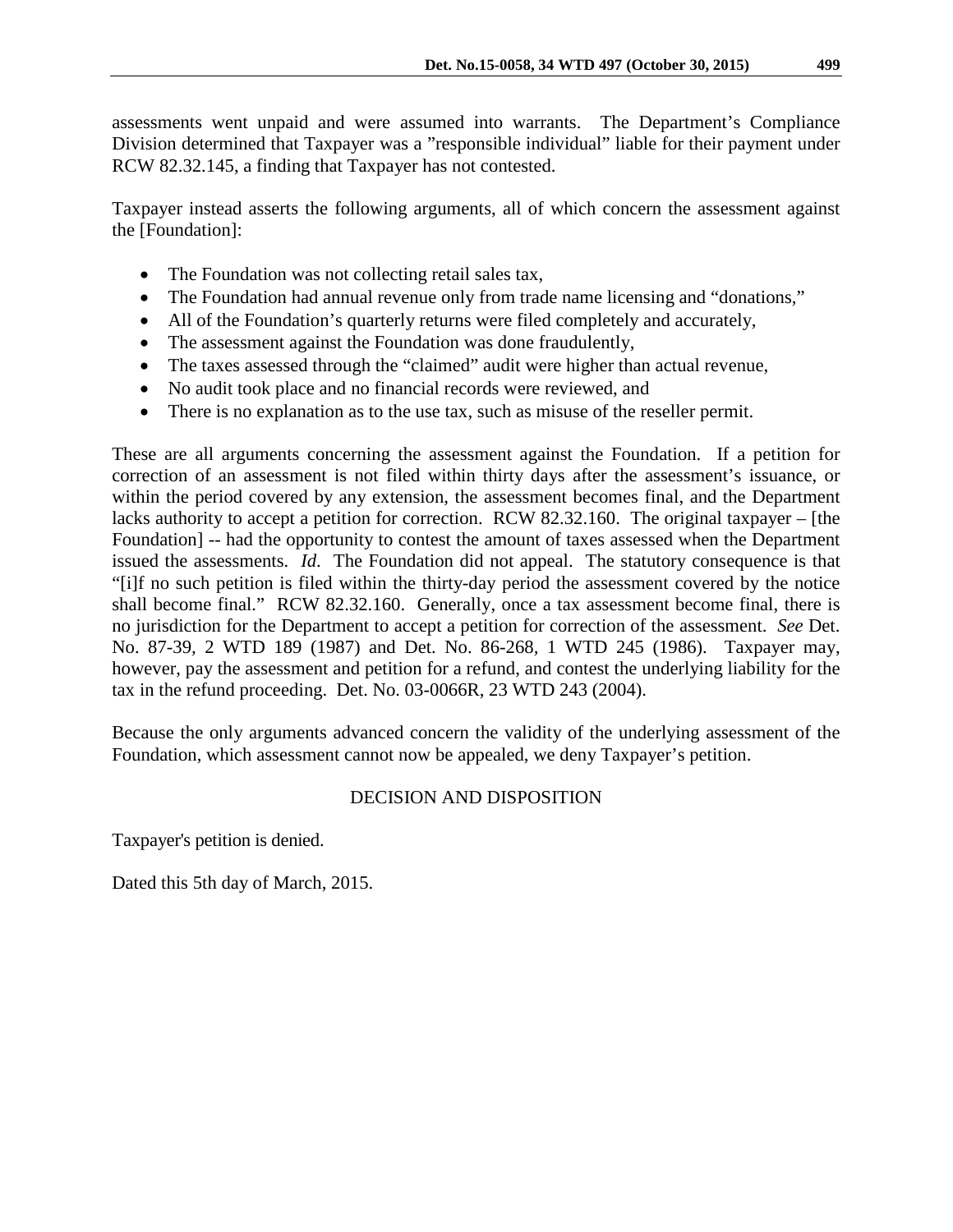assessments went unpaid and were assumed into warrants. The Department's Compliance Division determined that Taxpayer was a "responsible individual" liable for their payment under RCW 82.32.145, a finding that Taxpayer has not contested.

Taxpayer instead asserts the following arguments, all of which concern the assessment against the [Foundation]:

- The Foundation was not collecting retail sales tax,
- The Foundation had annual revenue only from trade name licensing and "donations,"
- All of the Foundation's quarterly returns were filed completely and accurately,
- The assessment against the Foundation was done fraudulently,
- The taxes assessed through the "claimed" audit were higher than actual revenue,
- No audit took place and no financial records were reviewed, and
- There is no explanation as to the use tax, such as misuse of the reseller permit.

These are all arguments concerning the assessment against the Foundation. If a petition for correction of an assessment is not filed within thirty days after the assessment's issuance, or within the period covered by any extension, the assessment becomes final, and the Department lacks authority to accept a petition for correction. RCW 82.32.160. The original taxpayer – [the Foundation] -- had the opportunity to contest the amount of taxes assessed when the Department issued the assessments. *Id*. The Foundation did not appeal. The statutory consequence is that "[i]f no such petition is filed within the thirty-day period the assessment covered by the notice shall become final." RCW 82.32.160. Generally, once a tax assessment become final, there is no jurisdiction for the Department to accept a petition for correction of the assessment. *See* Det. No. 87-39, 2 WTD 189 (1987) and Det. No. 86-268, 1 WTD 245 (1986). Taxpayer may, however, pay the assessment and petition for a refund, and contest the underlying liability for the tax in the refund proceeding. Det. No. 03-0066R, 23 WTD 243 (2004).

Because the only arguments advanced concern the validity of the underlying assessment of the Foundation, which assessment cannot now be appealed, we deny Taxpayer's petition.

## DECISION AND DISPOSITION

Taxpayer's petition is denied.

Dated this 5th day of March, 2015.